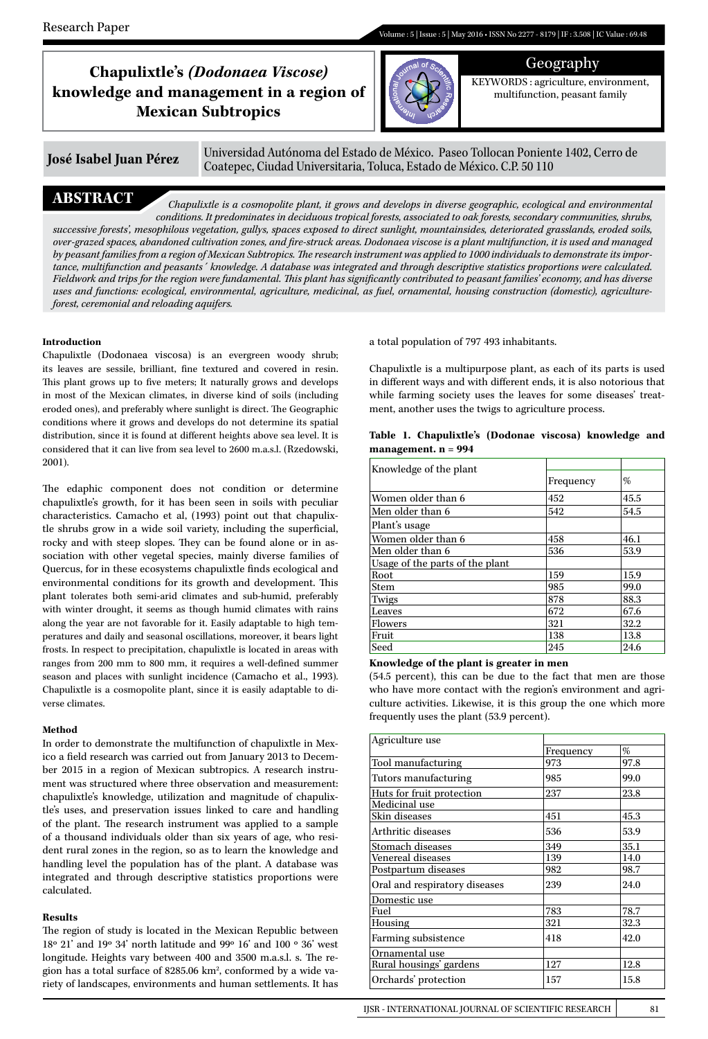# Chapulixtle's *(Dodonaea Viscose)* knowledge and management in a region of Mexican Subtropics

**Geography**

KEYWORDS : agriculture, environment, multifunction, peasant family

**José Isabel Juan Pérez**

Universidad Autónoma del Estado de México. Paseo Tollocan Poniente 1402, Cerro de Coatepec, Ciudad Universitaria, Toluca, Estado de México. C.P. 50 110

## ABSTRACT

*Chapulixtle is a cosmopolite plant, it grows and develops in diverse geographic, ecological and environmental conditions. It predominates in deciduous tropical forests, associated to oak forests, secondary communities, shrubs, successive forests', mesophilous vegetation, gullys, spaces exposed to direct sunlight, mountainsides, deteriorated grasslands, eroded soils, over-grazed spaces, abandoned cultivation zones, and fire-struck areas. Dodonaea viscose is a plant multifunction, it is used and managed by peasant families from a region of Mexican Subtropics. The research instrument was applied to 1000 individuals to demonstrate its importance, multifunction and peasants´ knowledge. A database was integrated and through descriptive statistics proportions were calculated. Fieldwork and trips for the region were fundamental. This plant has significantly contributed to peasant families' economy, and has diverse uses and functions: ecological, environmental, agriculture, medicinal, as fuel, ornamental, housing construction (domestic), agriculture-forest, ceremonial and reloading aquifers.*

### Introduction

Chapulixtle (Dodonaea viscosa) is an evergreen woody shrub; its leaves are sessile, brilliant, fine textured and covered in resin. This plant grows up to five meters; It naturally grows and develops in most of the Mexican climates, in diverse kind of soils (including eroded ones), and preferably where sunlight is direct. The Geographic conditions where it grows and develops do not determine its spatial distribution, since it is found at different heights above sea level. It is considered that it can live from sea level to 2600 m.a.s.l. (Rzedowski, 2001).

The edaphic component does not condition or determine chapulixtle's growth, for it has been seen in soils with peculiar characteristics. Camacho et al, (1993) point out that chapulixtle shrubs grow in a wide soil variety, including the superficial, rocky and with steep slopes. They can be found alone or in association with other vegetal species, mainly diverse families of Quercus, for in these ecosystems chapulixtle finds ecological and environmental conditions for its growth and development. This plant tolerates both semi-arid climates and sub-humid, preferably with winter drought, it seems as though humid climates with rains along the year are not favorable for it. Easily adaptable to high temperatures and daily and seasonal oscillations, moreover, it bears light frosts. In respect to precipitation, chapulixtle is located in areas with ranges from 200 mm to 800 mm, it requires a well-defined summer season and places with sunlight incidence (Camacho et al., 1993). Chapulixtle is a cosmopolite plant, since it is easily adaptable to diverse climates.

### Method

In order to demonstrate the multifunction of chapulixtle in Mexico a field research was carried out from January 2013 to December 2015 in a region of Mexican subtropics. A research instrument was structured where three observation and measurement: chapulixtle's knowledge, utilization and magnitude of chapulixtle's uses, and preservation issues linked to care and handling of the plant. The research instrument was applied to a sample of a thousand individuals older than six years of age, who resident rural zones in the region, so as to learn the knowledge and handling level the population has of the plant. A database was integrated and through descriptive statistics proportions were calculated.

### Results

The region of study is located in the Mexican Republic between 18º 21' and 19º 34' north latitude and 99º 16' and 100 º 36' west longitude. Heights vary between 400 and 3500 m.a.s.l. s. The region has a total surface of 8285.06 km², conformed by a wide variety of landscapes, environments and human settlements. It has a total population of 797 493 inhabitants.

Chapulixtle is a multipurpose plant, as each of its parts is used in different ways and with different ends, it is also notorious that while farming society uses the leaves for some diseases' treatment, another uses the twigs to agriculture process.

**Table 1. Chapulixtle's (Dodonae viscosa) knowledge and management. n = 994**

| Knowledge of the plant | Frequency | % |
|---|---|---|
| Women older than 6 | 452 | 45.5 |
| Men older than 6 | 542 | 54.5 |
| Plant's usage | | |
| Women older than 6 | 458 | 46.1 |
| Men older than 6 | 536 | 53.9 |
| Usage of the parts of the plant | | |
| Root | 159 | 15.9 |
| Stem | 985 | 99.0 |
| Twigs | 878 | 88.3 |
| Leaves | 672 | 67.6 |
| Flowers | 321 | 32.2 |
| Fruit | 138 | 13.8 |
| Seed | 245 | 24.6 |

**Knowledge of the plant is greater in men**

(54.5 percent), this can be due to the fact that men are those who have more contact with the region's environment and agriculture activities. Likewise, it is this group the one which more frequently uses the plant (53.9 percent).

| Agriculture use | Frequency | % |
|---|---|---|
| Tool manufacturing | 973 | 97.8 |
| Tutors manufacturing | 985 | 99.0 |
| Huts for fruit protection | 237 | 23.8 |
| Medicinal use | | |
| Skin diseases | 451 | 45.3 |
| Arthritic diseases | 536 | 53.9 |
| Stomach diseases | 349 | 35.1 |
| Venereal diseases | 139 | 14.0 |
| Postpartum diseases | 982 | 98.7 |
| Oral and respiratory diseases | 239 | 24.0 |
| Domestic use | | |
| Fuel | 783 | 78.7 |
| Housing | 321 | 32.3 |
| Farming subsistence | 418 | 42.0 |
| Ornamental use | | |
| Rural housings' gardens | 127 | 12.8 |
| Orchards' protection | 157 | 15.8 |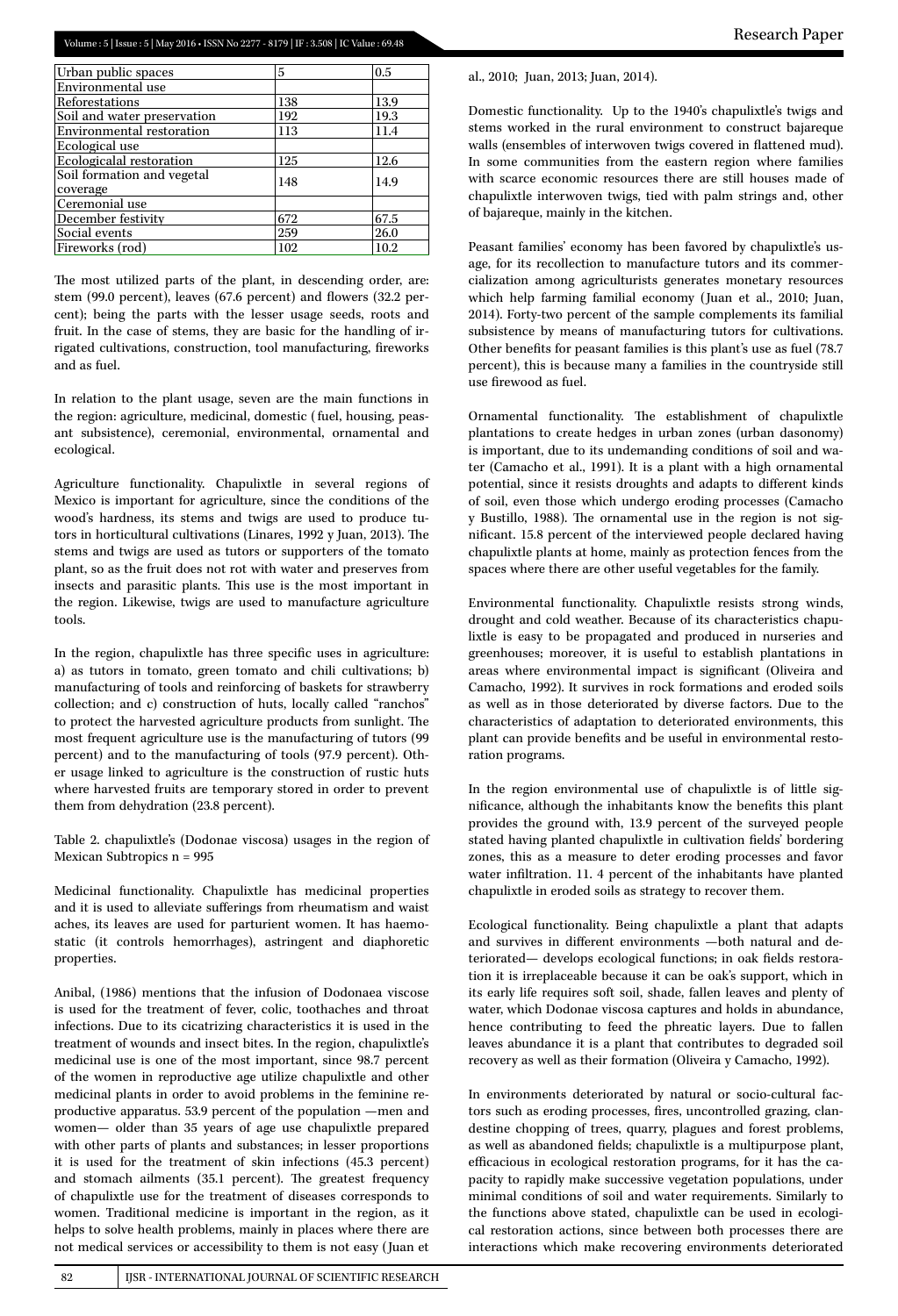| Urban public spaces | 5 | 0.5 |
|---|---|---|
| Environmental use | | |
| Reforestations | 138 | 13.9 |
| Soil and water preservation | 192 | 19.3 |
| Environmental restoration | 113 | 11.4 |
| Ecological use | | |
| Ecologicalal restoration | 125 | 12.6 |
| Soil formation and vegetal coverage | 148 | 14.9 |
| Ceremonial use | | |
| December festivity | 672 | 67.5 |
| Social events | 259 | 26.0 |
| Fireworks (rod) | 102 | 10.2 |

The most utilized parts of the plant, in descending order, are: stem (99.0 percent), leaves (67.6 percent) and flowers (32.2 percent); being the parts with the lesser usage seeds, roots and fruit. In the case of stems, they are basic for the handling of irrigated cultivations, construction, tool manufacturing, fireworks and as fuel.

In relation to the plant usage, seven are the main functions in the region: agriculture, medicinal, domestic (fuel, housing, peasant subsistence), ceremonial, environmental, ornamental and ecological.

Agriculture functionality. Chapulixtle in several regions of Mexico is important for agriculture, since the conditions of the wood's hardness, its stems and twigs are used to produce tutors in horticultural cultivations (Linares, 1992 y Juan, 2013). The stems and twigs are used as tutors or supporters of the tomato plant, so as the fruit does not rot with water and preserves from insects and parasitic plants. This use is the most important in the region. Likewise, twigs are used to manufacture agriculture tools.

In the region, chapulixtle has three specific uses in agriculture: a) as tutors in tomato, green tomato and chili cultivations; b) manufacturing of tools and reinforcing of baskets for strawberry collection; and c) construction of huts, locally called "ranchos" to protect the harvested agriculture products from sunlight. The most frequent agriculture use is the manufacturing of tutors (99 percent) and to the manufacturing of tools (97.9 percent). Other usage linked to agriculture is the construction of rustic huts where harvested fruits are temporary stored in order to prevent them from dehydration (23.8 percent).

Table 2. chapulixtle's (Dodonae viscosa) usages in the region of Mexican Subtropics n = 995

Medicinal functionality. Chapulixtle has medicinal properties and it is used to alleviate sufferings from rheumatism and waist aches, its leaves are used for parturient women. It has haemostatic (it controls hemorrhages), astringent and diaphoretic properties.

Anibal, (1986) mentions that the infusion of Dodonaea viscose is used for the treatment of fever, colic, toothaches and throat infections. Due to its cicatrizing characteristics it is used in the treatment of wounds and insect bites. In the region, chapulixtle's medicinal use is one of the most important, since 98.7 percent of the women in reproductive age utilize chapulixtle and other medicinal plants in order to avoid problems in the feminine reproductive apparatus. 53.9 percent of the population —men and women— older than 35 years of age use chapulixtle prepared with other parts of plants and substances; in lesser proportions it is used for the treatment of skin infections (45.3 percent) and stomach ailments (35.1 percent). The greatest frequency of chapulixtle use for the treatment of diseases corresponds to women. Traditional medicine is important in the region, as it helps to solve health problems, mainly in places where there are not medical services or accessibility to them is not easy (Juan et al., 2010; Juan, 2013; Juan, 2014).

Domestic functionality. Up to the 1940's chapulixtle's twigs and stems worked in the rural environment to construct bajareque walls (ensembles of interwoven twigs covered in flattened mud). In some communities from the eastern region where families with scarce economic resources there are still houses made of chapulixtle interwoven twigs, tied with palm strings and, other of bajareque, mainly in the kitchen.

Peasant families' economy has been favored by chapulixtle's usage, for its recollection to manufacture tutors and its commercialization among agriculturists generates monetary resources which help farming familial economy (Juan et al., 2010; Juan, 2014). Forty-two percent of the sample complements its familial subsistence by means of manufacturing tutors for cultivations. Other benefits for peasant families is this plant's use as fuel (78.7 percent), this is because many a families in the countryside still use firewood as fuel.

Ornamental functionality. The establishment of chapulixtle plantations to create hedges in urban zones (urban dasonomy) is important, due to its undemanding conditions of soil and water (Camacho et al., 1991). It is a plant with a high ornamental potential, since it resists droughts and adapts to different kinds of soil, even those which undergo eroding processes (Camacho y Bustillo, 1988). The ornamental use in the region is not significant. 15.8 percent of the interviewed people declared having chapulixtle plants at home, mainly as protection fences from the spaces where there are other useful vegetables for the family.

Environmental functionality. Chapulixtle resists strong winds, drought and cold weather. Because of its characteristics chapulixtle is easy to be propagated and produced in nurseries and greenhouses; moreover, it is useful to establish plantations in areas where environmental impact is significant (Oliveira and Camacho, 1992). It survives in rock formations and eroded soils as well as in those deteriorated by diverse factors. Due to the characteristics of adaptation to deteriorated environments, this plant can provide benefits and be useful in environmental restoration programs.

In the region environmental use of chapulixtle is of little significance, although the inhabitants know the benefits this plant provides the ground with, 13.9 percent of the surveyed people stated having planted chapulixtle in cultivation fields' bordering zones, this as a measure to deter eroding processes and favor water infiltration. 11. 4 percent of the inhabitants have planted chapulixtle in eroded soils as strategy to recover them.

Ecological functionality. Being chapulixtle a plant that adapts and survives in different environments —both natural and deteriorated— develops ecological functions; in oak fields restoration it is irreplaceable because it can be oak's support, which in its early life requires soft soil, shade, fallen leaves and plenty of water, which Dodonae viscosa captures and holds in abundance, hence contributing to feed the phreatic layers. Due to fallen leaves abundance it is a plant that contributes to degraded soil recovery as well as their formation (Oliveira y Camacho, 1992).

In environments deteriorated by natural or socio-cultural factors such as eroding processes, fires, uncontrolled grazing, clandestine chopping of trees, quarry, plagues and forest problems, as well as abandoned fields; chapulixtle is a multipurpose plant, efficacious in ecological restoration programs, for it has the capacity to rapidly make successive vegetation populations, under minimal conditions of soil and water requirements. Similarly to the functions above stated, chapulixtle can be used in ecological restoration actions, since between both processes there are interactions which make recovering environments deteriorated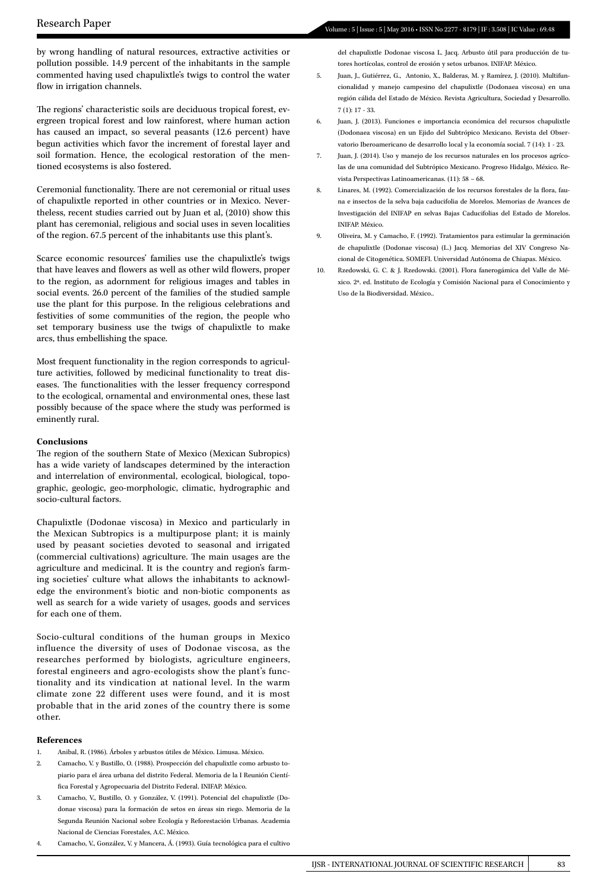by wrong handling of natural resources, extractive activities or pollution possible. 14.9 percent of the inhabitants in the sample commented having used chapulixtle's twigs to control the water flow in irrigation channels.

The regions' characteristic soils are deciduous tropical forest, evergreen tropical forest and low rainforest, where human action has caused an impact, so several peasants (12.6 percent) have begun activities which favor the increment of forestal layer and soil formation. Hence, the ecological restoration of the mentioned ecosystems is also fostered.

Ceremonial functionality. There are not ceremonial or ritual uses of chapulixtle reported in other countries or in Mexico. Nevertheless, recent studies carried out by Juan et al, (2010) show this plant has ceremonial, religious and social uses in seven localities of the region. 67.5 percent of the inhabitants use this plant's.

Scarce economic resources' families use the chapulixtle's twigs that have leaves and flowers as well as other wild flowers, proper to the region, as adornment for religious images and tables in social events. 26.0 percent of the families of the studied sample use the plant for this purpose. In the religious celebrations and festivities of some communities of the region, the people who set temporary business use the twigs of chapulixtle to make arcs, thus embellishing the space.

Most frequent functionality in the region corresponds to agriculture activities, followed by medicinal functionality to treat diseases. The functionalities with the lesser frequency correspond to the ecological, ornamental and environmental ones, these last possibly because of the space where the study was performed is eminently rural.

**Conclusions**

The region of the southern State of Mexico (Mexican Subropics) has a wide variety of landscapes determined by the interaction and interrelation of environmental, ecological, biological, topographic, geologic, geo-morphologic, climatic, hydrographic and socio-cultural factors.

Chapulixtle (Dodonae viscosa) in Mexico and particularly in the Mexican Subtropics is a multipurpose plant; it is mainly used by peasant societies devoted to seasonal and irrigated (commercial cultivations) agriculture. The main usages are the agriculture and medicinal. It is the country and region's farming societies' culture what allows the inhabitants to acknowledge the environment's biotic and non-biotic components as well as search for a wide variety of usages, goods and services for each one of them.

Socio-cultural conditions of the human groups in Mexico influence the diversity of uses of Dodonae viscosa, as the researches performed by biologists, agriculture engineers, forestal engineers and agro-ecologists show the plant's functionality and its vindication at national level. In the warm climate zone 22 different uses were found, and it is most probable that in the arid zones of the country there is some other.

**References**

1. Anibal, R. (1986). Árboles y arbustos útiles de México. Limusa. México.
2. Camacho, V. y Bustillo, O. (1988). Prospección del chapulixtle como arbusto topiario para el área urbana del distrito Federal. Memoria de la I Reunión Científica Forestal y Agropecuaria del Distrito Federal. INIFAP. México.
3. Camacho, V., Bustillo, O. y González, V. (1991). Potencial del chapulixtle (Dodonae viscosa) para la formación de setos en áreas sin riego. Memoria de la Segunda Reunión Nacional sobre Ecología y Reforestación Urbanas. Academia Nacional de Ciencias Forestales, A.C. México.
4. Camacho, V., González, V. y Mancera, Á. (1993). Guía tecnológica para el cultivo del chapulixtle Dodonae viscosa L. Jacq. Arbusto útil para producción de tutores hortícolas, control de erosión y setos urbanos. INIFAP. México.
5. Juan, J., Gutiérrez, G., Antonio, X., Balderas, M. y Ramírez, J. (2010). Multifuncionalidad y manejo campesino del chapulixtle (Dodonaea viscosa) en una región cálida del Estado de México. Revista Agricultura, Sociedad y Desarrollo. 7 (1): 17 - 33.
6. Juan, J. (2013). Funciones e importancia económica del recursos chapulixtle (Dodonaea viscosa) en un Ejido del Subtrópico Mexicano. Revista del Observatorio Iberoamericano de desarrollo local y la economía social. 7 (14): 1 - 23.
7. Juan, J. (2014). Uso y manejo de los recursos naturales en los procesos agrícolas de una comunidad del Subtrópico Mexicano. Progreso Hidalgo, México. Revista Perspectivas Latinoamericanas. (11): 58 – 68.
8. Linares, M. (1992). Comercialización de los recursos forestales de la flora, fauna e insectos de la selva baja caducifolia de Morelos. Memorias de Avances de Investigación del INIFAP en selvas Bajas Caducifolias del Estado de Morelos. INIFAP. México.
9. Oliveira, M. y Camacho, F. (1992). Tratamientos para estimular la germinación de chapulixtle (Dodonae viscosa) (L.) Jacq. Memorias del XIV Congreso Nacional de Citogenética. SOMEFI. Universidad Autónoma de Chiapas. México.
10. Rzedowski, G. C. & J. Rzedowski. (2001). Flora fanerogámica del Valle de México. 2ª. ed. Instituto de Ecología y Comisión Nacional para el Conocimiento y Uso de la Biodiversidad. México..